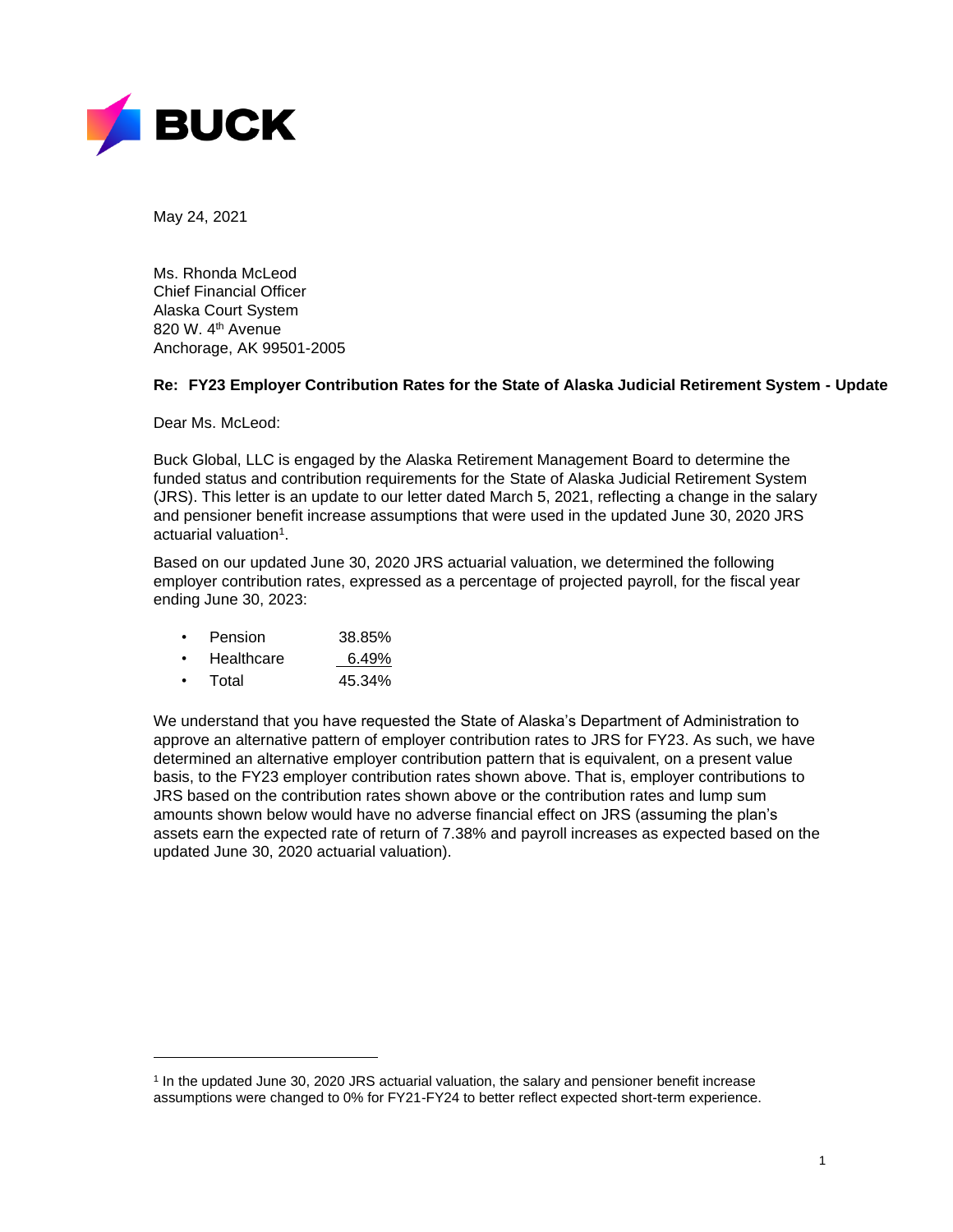**BUCK**

May 24, 2021

Ms. Rhonda McLeod
Chief Financial Officer
Alaska Court System
820 W. 4th Avenue
Anchorage, AK 99501-2005

**Re: FY23 Employer Contribution Rates for the State of Alaska Judicial Retirement System - Update**

Dear Ms. McLeod:

Buck Global, LLC is engaged by the Alaska Retirement Management Board to determine the funded status and contribution requirements for the State of Alaska Judicial Retirement System (JRS). This letter is an update to our letter dated March 5, 2021, reflecting a change in the salary and pensioner benefit increase assumptions that were used in the updated June 30, 2020 JRS actuarial valuation[1].

Based on our updated June 30, 2020 JRS actuarial valuation, we determined the following employer contribution rates, expressed as a percentage of projected payroll, for the fiscal year ending June 30, 2023:

- Pension 38.85%
- Healthcare 6.49%
- Total 45.34%

We understand that you have requested the State of Alaska's Department of Administration to approve an alternative pattern of employer contribution rates to JRS for FY23. As such, we have determined an alternative employer contribution pattern that is equivalent, on a present value basis, to the FY23 employer contribution rates shown above. That is, employer contributions to JRS based on the contribution rates shown above or the contribution rates and lump sum amounts shown below would have no adverse financial effect on JRS (assuming the plan's assets earn the expected rate of return of 7.38% and payroll increases as expected based on the updated June 30, 2020 actuarial valuation).

---

[1] In the updated June 30, 2020 JRS actuarial valuation, the salary and pensioner benefit increase assumptions were changed to 0% for FY21-FY24 to better reflect expected short-term experience.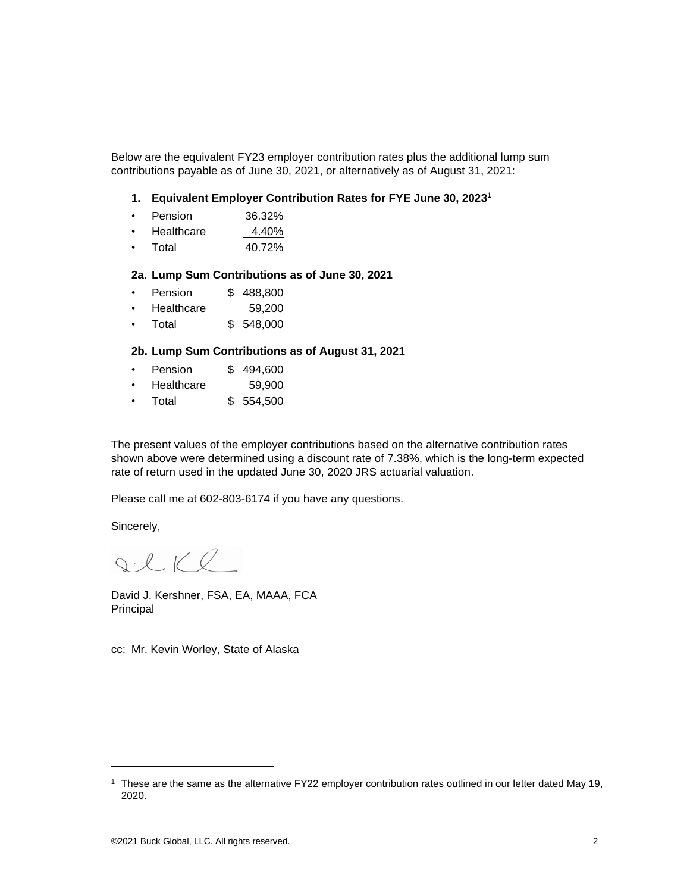Below are the equivalent FY23 employer contribution rates plus the additional lump sum contributions payable as of June 30, 2021, or alternatively as of August 31, 2021:

**1. Equivalent Employer Contribution Rates for FYE June 30, 2023[1]**

- Pension 36.32%
- Healthcare 4.40%
- Total 40.72%

**2a. Lump Sum Contributions as of June 30, 2021**

- Pension $ 488,800
- Healthcare 59,200
- Total $ 548,000

**2b. Lump Sum Contributions as of August 31, 2021**

- Pension $ 494,600
- Healthcare 59,900
- Total $ 554,500

The present values of the employer contributions based on the alternative contribution rates shown above were determined using a discount rate of 7.38%, which is the long-term expected rate of return used in the updated June 30, 2020 JRS actuarial valuation.

Please call me at 602-803-6174 if you have any questions.

Sincerely,

David J. Kershner, FSA, EA, MAAA, FCA
Principal

cc: Mr. Kevin Worley, State of Alaska

---

[1] These are the same as the alternative FY22 employer contribution rates outlined in our letter dated May 19, 2020.

©2021 Buck Global, LLC. All rights reserved.